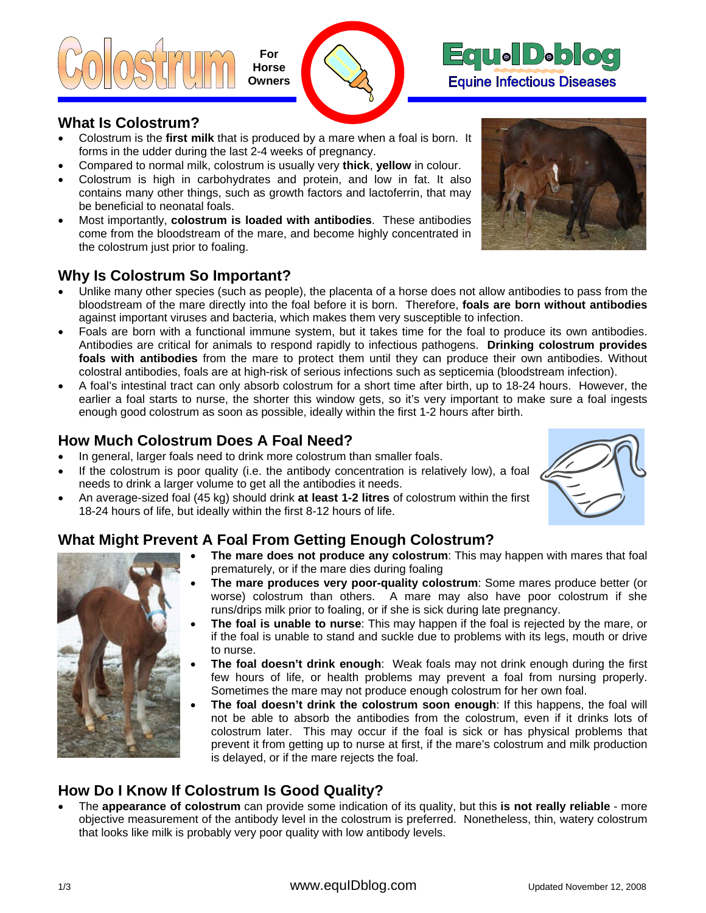# Colostrum For Horse Owners

Equ•ID•blog
Equine Infectious Diseases

## What Is Colostrum?

- Colostrum is the **first milk** that is produced by a mare when a foal is born. It forms in the udder during the last 2-4 weeks of pregnancy.
- Compared to normal milk, colostrum is usually very **thick**, **yellow** in colour.
- Colostrum is high in carbohydrates and protein, and low in fat. It also contains many other things, such as growth factors and lactoferrin, that may be beneficial to neonatal foals.
- Most importantly, **colostrum is loaded with antibodies**. These antibodies come from the bloodstream of the mare, and become highly concentrated in the colostrum just prior to foaling.

## Why Is Colostrum So Important?

- Unlike many other species (such as people), the placenta of a horse does not allow antibodies to pass from the bloodstream of the mare directly into the foal before it is born. Therefore, **foals are born without antibodies** against important viruses and bacteria, which makes them very susceptible to infection.
- Foals are born with a functional immune system, but it takes time for the foal to produce its own antibodies. Antibodies are critical for animals to respond rapidly to infectious pathogens. **Drinking colostrum provides foals with antibodies** from the mare to protect them until they can produce their own antibodies. Without colostral antibodies, foals are at high-risk of serious infections such as septicemia (bloodstream infection).
- A foal's intestinal tract can only absorb colostrum for a short time after birth, up to 18-24 hours. However, the earlier a foal starts to nurse, the shorter this window gets, so it's very important to make sure a foal ingests enough good colostrum as soon as possible, ideally within the first 1-2 hours after birth.

## How Much Colostrum Does A Foal Need?

- In general, larger foals need to drink more colostrum than smaller foals.
- If the colostrum is poor quality (i.e. the antibody concentration is relatively low), a foal needs to drink a larger volume to get all the antibodies it needs.
- An average-sized foal (45 kg) should drink **at least 1-2 litres** of colostrum within the first 18-24 hours of life, but ideally within the first 8-12 hours of life.

## What Might Prevent A Foal From Getting Enough Colostrum?

- **The mare does not produce any colostrum**: This may happen with mares that foal prematurely, or if the mare dies during foaling
- **The mare produces very poor-quality colostrum**: Some mares produce better (or worse) colostrum than others. A mare may also have poor colostrum if she runs/drips milk prior to foaling, or if she is sick during late pregnancy.
- **The foal is unable to nurse**: This may happen if the foal is rejected by the mare, or if the foal is unable to stand and suckle due to problems with its legs, mouth or drive to nurse.
- **The foal doesn't drink enough**: Weak foals may not drink enough during the first few hours of life, or health problems may prevent a foal from nursing properly. Sometimes the mare may not produce enough colostrum for her own foal.
- **The foal doesn't drink the colostrum soon enough**: If this happens, the foal will not be able to absorb the antibodies from the colostrum, even if it drinks lots of colostrum later. This may occur if the foal is sick or has physical problems that prevent it from getting up to nurse at first, if the mare's colostrum and milk production is delayed, or if the mare rejects the foal.

## How Do I Know If Colostrum Is Good Quality?

- The **appearance of colostrum** can provide some indication of its quality, but this **is not really reliable** - more objective measurement of the antibody level in the colostrum is preferred. Nonetheless, thin, watery colostrum that looks like milk is probably very poor quality with low antibody levels.

www.equIDblog.com

Updated November 12, 2008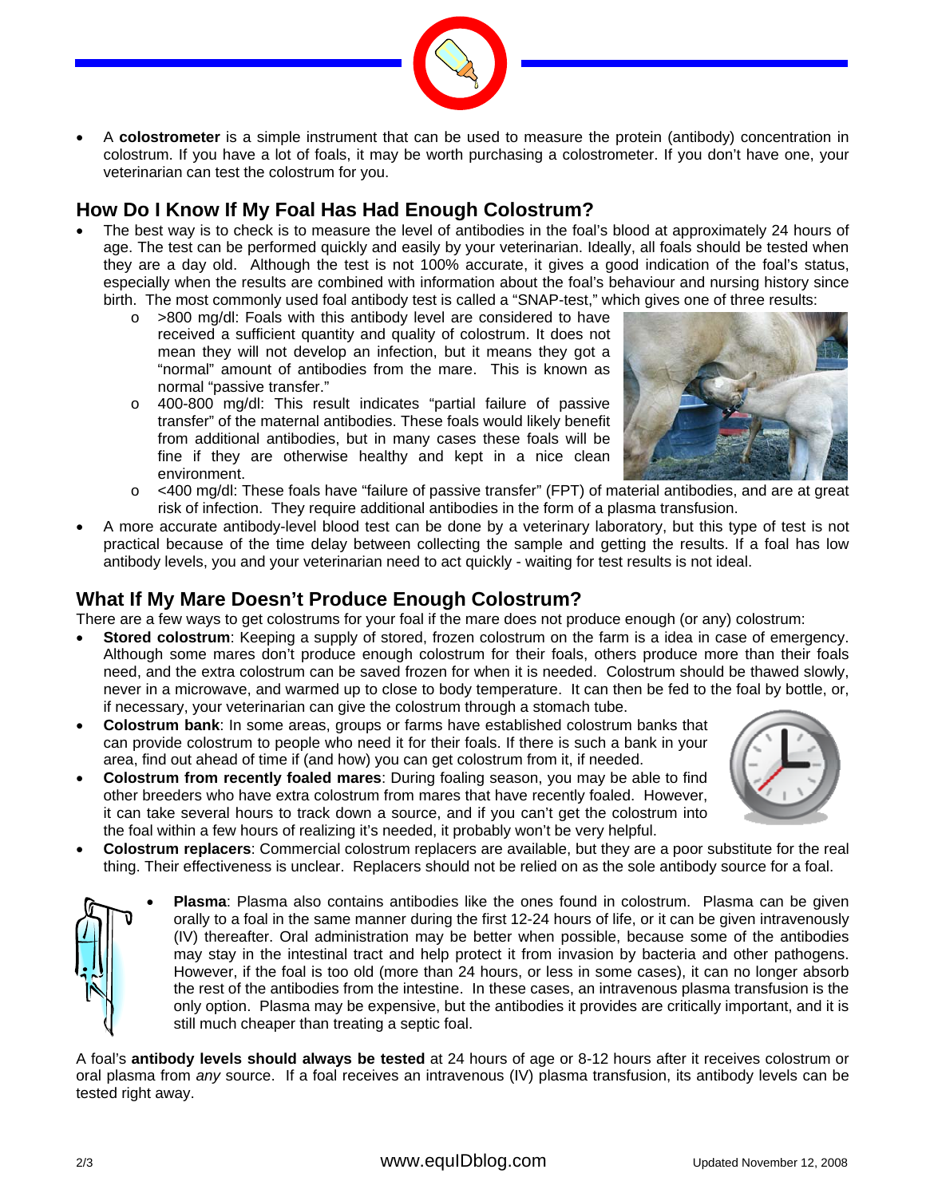- A **colostrometer** is a simple instrument that can be used to measure the protein (antibody) concentration in colostrum. If you have a lot of foals, it may be worth purchasing a colostrometer. If you don't have one, your veterinarian can test the colostrum for you.

## How Do I Know If My Foal Has Had Enough Colostrum?

- The best way is to check is to measure the level of antibodies in the foal's blood at approximately 24 hours of age. The test can be performed quickly and easily by your veterinarian. Ideally, all foals should be tested when they are a day old. Although the test is not 100% accurate, it gives a good indication of the foal's status, especially when the results are combined with information about the foal's behaviour and nursing history since birth. The most commonly used foal antibody test is called a "SNAP-test," which gives one of three results:
  - >800 mg/dl: Foals with this antibody level are considered to have received a sufficient quantity and quality of colostrum. It does not mean they will not develop an infection, but it means they got a "normal" amount of antibodies from the mare. This is known as normal "passive transfer."
  - 400-800 mg/dl: This result indicates "partial failure of passive transfer" of the maternal antibodies. These foals would likely benefit from additional antibodies, but in many cases these foals will be fine if they are otherwise healthy and kept in a nice clean environment.
  - <400 mg/dl: These foals have "failure of passive transfer" (FPT) of material antibodies, and are at great risk of infection. They require additional antibodies in the form of a plasma transfusion.
- A more accurate antibody-level blood test can be done by a veterinary laboratory, but this type of test is not practical because of the time delay between collecting the sample and getting the results. If a foal has low antibody levels, you and your veterinarian need to act quickly - waiting for test results is not ideal.

## What If My Mare Doesn't Produce Enough Colostrum?

There are a few ways to get colostrums for your foal if the mare does not produce enough (or any) colostrum:

- **Stored colostrum**: Keeping a supply of stored, frozen colostrum on the farm is a idea in case of emergency. Although some mares don't produce enough colostrum for their foals, others produce more than their foals need, and the extra colostrum can be saved frozen for when it is needed. Colostrum should be thawed slowly, never in a microwave, and warmed up to close to body temperature. It can then be fed to the foal by bottle, or, if necessary, your veterinarian can give the colostrum through a stomach tube.
- **Colostrum bank**: In some areas, groups or farms have established colostrum banks that can provide colostrum to people who need it for their foals. If there is such a bank in your area, find out ahead of time if (and how) you can get colostrum from it, if needed.
- **Colostrum from recently foaled mares**: During foaling season, you may be able to find other breeders who have extra colostrum from mares that have recently foaled. However, it can take several hours to track down a source, and if you can't get the colostrum into the foal within a few hours of realizing it's needed, it probably won't be very helpful.
- **Colostrum replacers**: Commercial colostrum replacers are available, but they are a poor substitute for the real thing. Their effectiveness is unclear. Replacers should not be relied on as the sole antibody source for a foal.
- **Plasma**: Plasma also contains antibodies like the ones found in colostrum. Plasma can be given orally to a foal in the same manner during the first 12-24 hours of life, or it can be given intravenously (IV) thereafter. Oral administration may be better when possible, because some of the antibodies may stay in the intestinal tract and help protect it from invasion by bacteria and other pathogens. However, if the foal is too old (more than 24 hours, or less in some cases), it can no longer absorb the rest of the antibodies from the intestine. In these cases, an intravenous plasma transfusion is the only option. Plasma may be expensive, but the antibodies it provides are critically important, and it is still much cheaper than treating a septic foal.

A foal's **antibody levels should always be tested** at 24 hours of age or 8-12 hours after it receives colostrum or oral plasma from *any* source. If a foal receives an intravenous (IV) plasma transfusion, its antibody levels can be tested right away.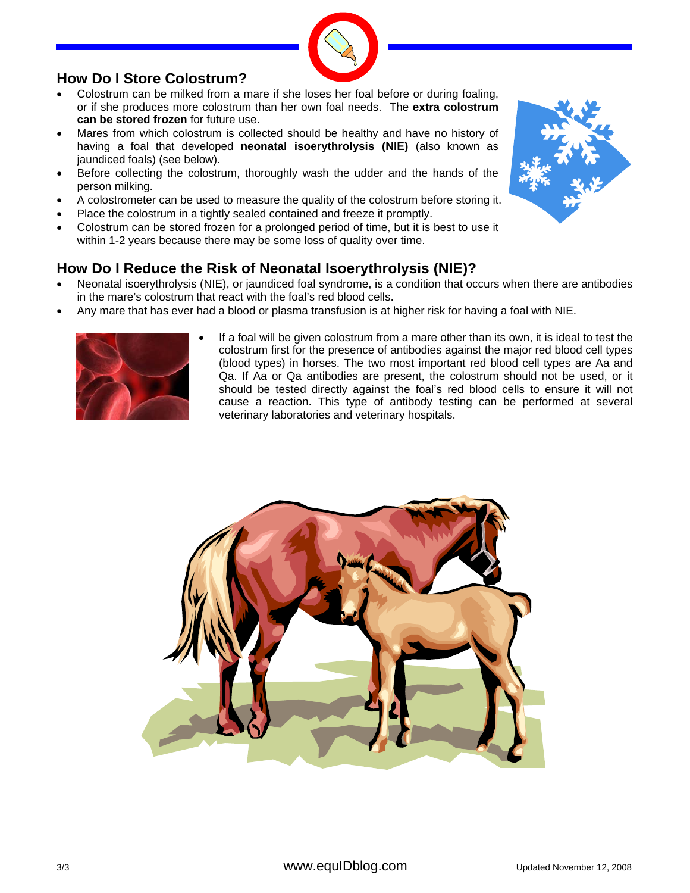## How Do I Store Colostrum?

- Colostrum can be milked from a mare if she loses her foal before or during foaling, or if she produces more colostrum than her own foal needs. The **extra colostrum can be stored frozen** for future use.
- Mares from which colostrum is collected should be healthy and have no history of having a foal that developed **neonatal isoerythrolysis (NIE)** (also known as jaundiced foals) (see below).
- Before collecting the colostrum, thoroughly wash the udder and the hands of the person milking.
- A colostrometer can be used to measure the quality of the colostrum before storing it.
- Place the colostrum in a tightly sealed contained and freeze it promptly.
- Colostrum can be stored frozen for a prolonged period of time, but it is best to use it within 1-2 years because there may be some loss of quality over time.

## How Do I Reduce the Risk of Neonatal Isoerythrolysis (NIE)?

- Neonatal isoerythrolysis (NIE), or jaundiced foal syndrome, is a condition that occurs when there are antibodies in the mare's colostrum that react with the foal's red blood cells.
- Any mare that has ever had a blood or plasma transfusion is at higher risk for having a foal with NIE.
- If a foal will be given colostrum from a mare other than its own, it is ideal to test the colostrum first for the presence of antibodies against the major red blood cell types (blood types) in horses. The two most important red blood cell types are Aa and Qa. If Aa or Qa antibodies are present, the colostrum should not be used, or it should be tested directly against the foal's red blood cells to ensure it will not cause a reaction. This type of antibody testing can be performed at several veterinary laboratories and veterinary hospitals.

www.equIDblog.com

Updated November 12, 2008